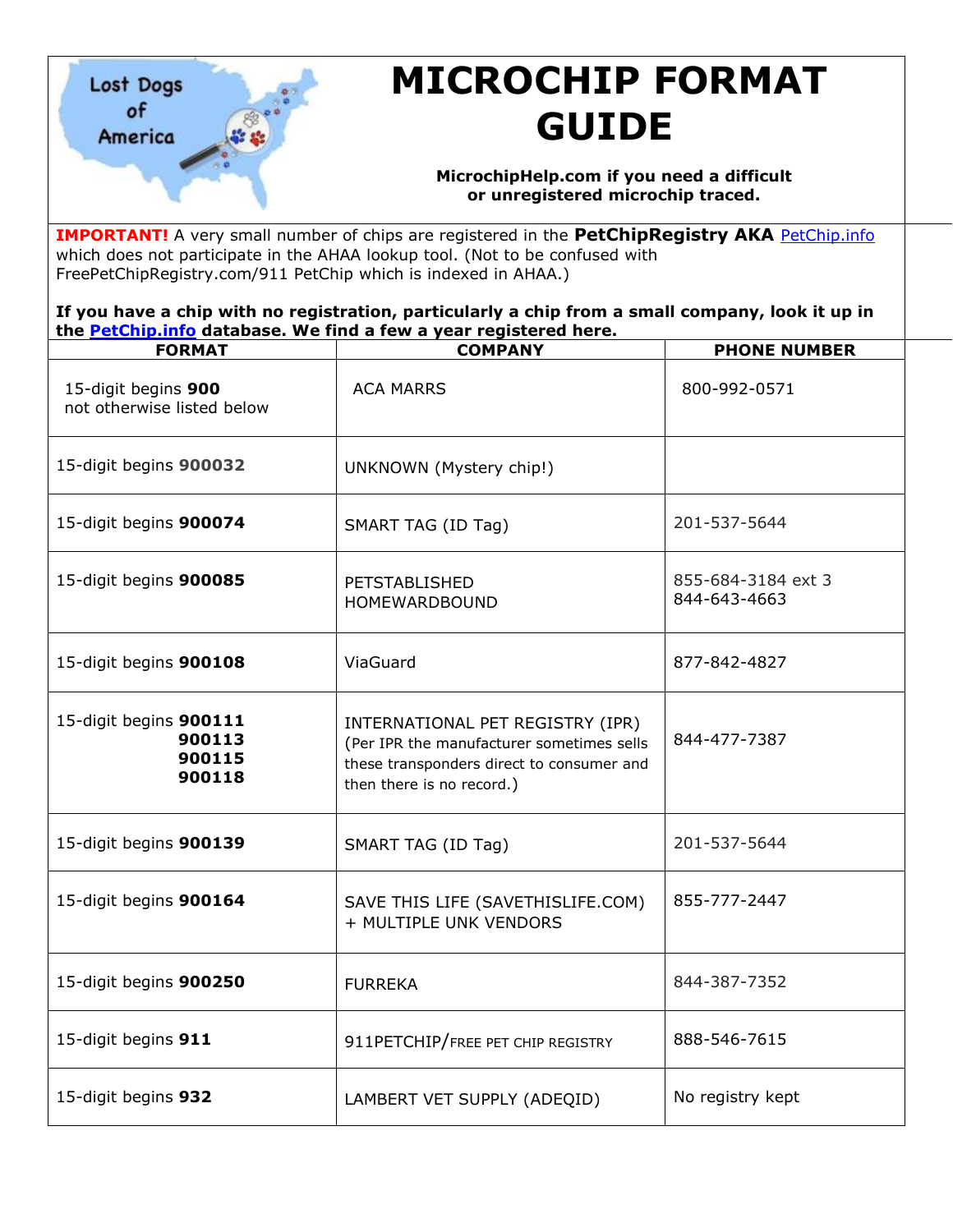# MICROCHIP FORMAT GUIDE

**MicrochipHelp.com if you need a difficult or unregistered microchip traced.**

**IMPORTANT!** A very small number of chips are registered in the **PetChipRegistry AKA** PetChip.info which does not participate in the AHAA lookup tool. (Not to be confused with FreePetChipRegistry.com/911 PetChip which is indexed in AHAA.)

**If you have a chip with no registration, particularly a chip from a small company, look it up in the PetChip.info database. We find a few a year registered here.**

| FORMAT | COMPANY | PHONE NUMBER |
|---|---|---|
| 15-digit begins **900** not otherwise listed below | ACA MARRS | 800-992-0571 |
| 15-digit begins **900032** | UNKNOWN (Mystery chip!) | |
| 15-digit begins **900074** | SMART TAG (ID Tag) | 201-537-5644 |
| 15-digit begins **900085** | PETSTABLISHED HOMEWARDBOUND | 855-684-3184 ext 3<br>844-643-4663 |
| 15-digit begins **900108** | ViaGuard | 877-842-4827 |
| 15-digit begins **900111**<br>**900113**<br>**900115**<br>**900118** | INTERNATIONAL PET REGISTRY (IPR) (Per IPR the manufacturer sometimes sells these transponders direct to consumer and then there is no record.) | 844-477-7387 |
| 15-digit begins **900139** | SMART TAG (ID Tag) | 201-537-5644 |
| 15-digit begins **900164** | SAVE THIS LIFE (SAVETHISLIFE.COM) + MULTIPLE UNK VENDORS | 855-777-2447 |
| 15-digit begins **900250** | FURREKA | 844-387-7352 |
| 15-digit begins **911** | 911PETCHIP/FREE PET CHIP REGISTRY | 888-546-7615 |
| 15-digit begins **932** | LAMBERT VET SUPPLY (ADEQID) | No registry kept |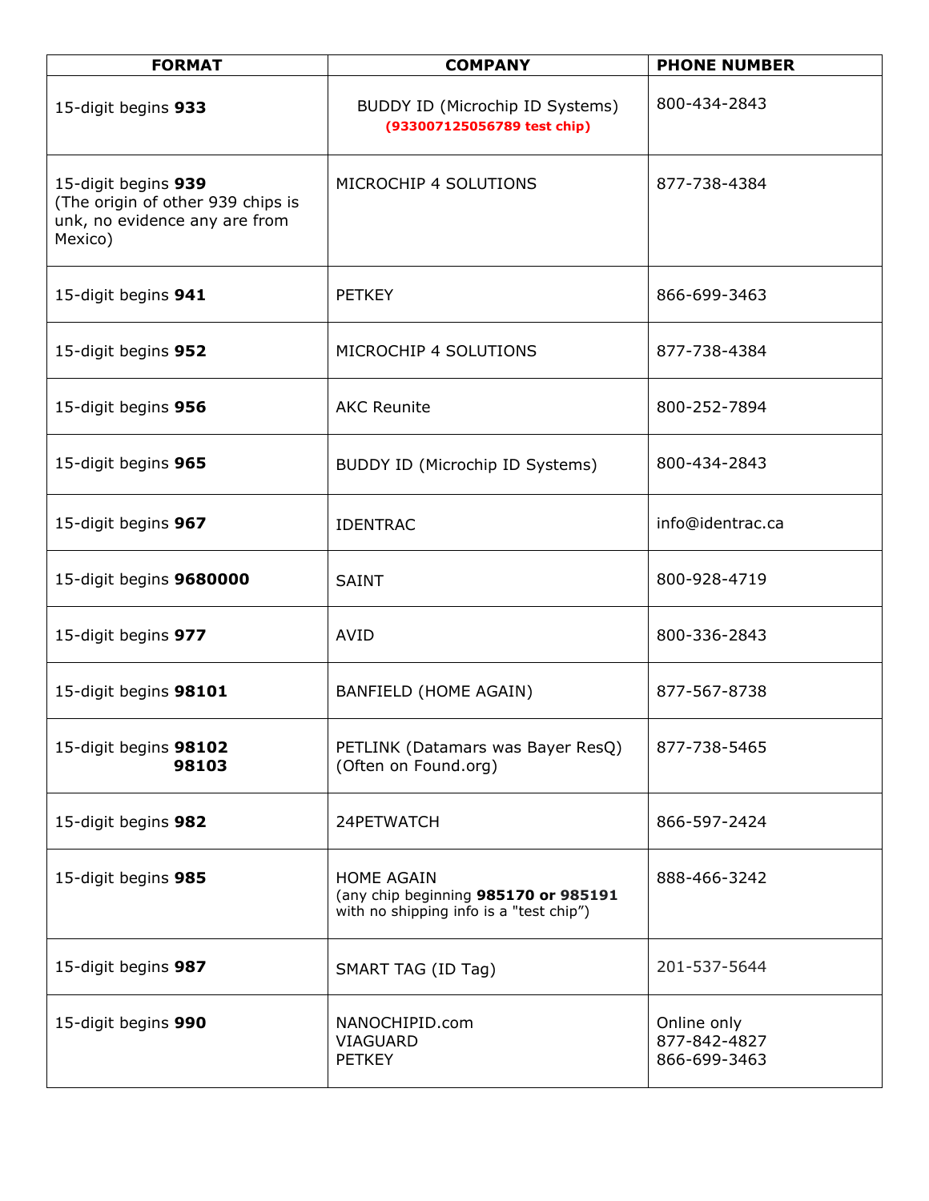| FORMAT | COMPANY | PHONE NUMBER |
| --- | --- | --- |
| 15-digit begins **933** | BUDDY ID (Microchip ID Systems) **(933007125056789 test chip)** | 800-434-2843 |
| 15-digit begins **939** (The origin of other 939 chips is unk, no evidence any are from Mexico) | MICROCHIP 4 SOLUTIONS | 877-738-4384 |
| 15-digit begins **941** | PETKEY | 866-699-3463 |
| 15-digit begins **952** | MICROCHIP 4 SOLUTIONS | 877-738-4384 |
| 15-digit begins **956** | AKC Reunite | 800-252-7894 |
| 15-digit begins **965** | BUDDY ID (Microchip ID Systems) | 800-434-2843 |
| 15-digit begins **967** | IDENTRAC | info@identrac.ca |
| 15-digit begins **9680000** | SAINT | 800-928-4719 |
| 15-digit begins **977** | AVID | 800-336-2843 |
| 15-digit begins **98101** | BANFIELD (HOME AGAIN) | 877-567-8738 |
| 15-digit begins **98102** **98103** | PETLINK (Datamars was Bayer ResQ) (Often on Found.org) | 877-738-5465 |
| 15-digit begins **982** | 24PETWATCH | 866-597-2424 |
| 15-digit begins **985** | HOME AGAIN (any chip beginning **985170 or 985191** with no shipping info is a "test chip") | 888-466-3242 |
| 15-digit begins **987** | SMART TAG (ID Tag) | 201-537-5644 |
| 15-digit begins **990** | NANOCHIPID.com VIAGUARD PETKEY | Online only 877-842-4827 866-699-3463 |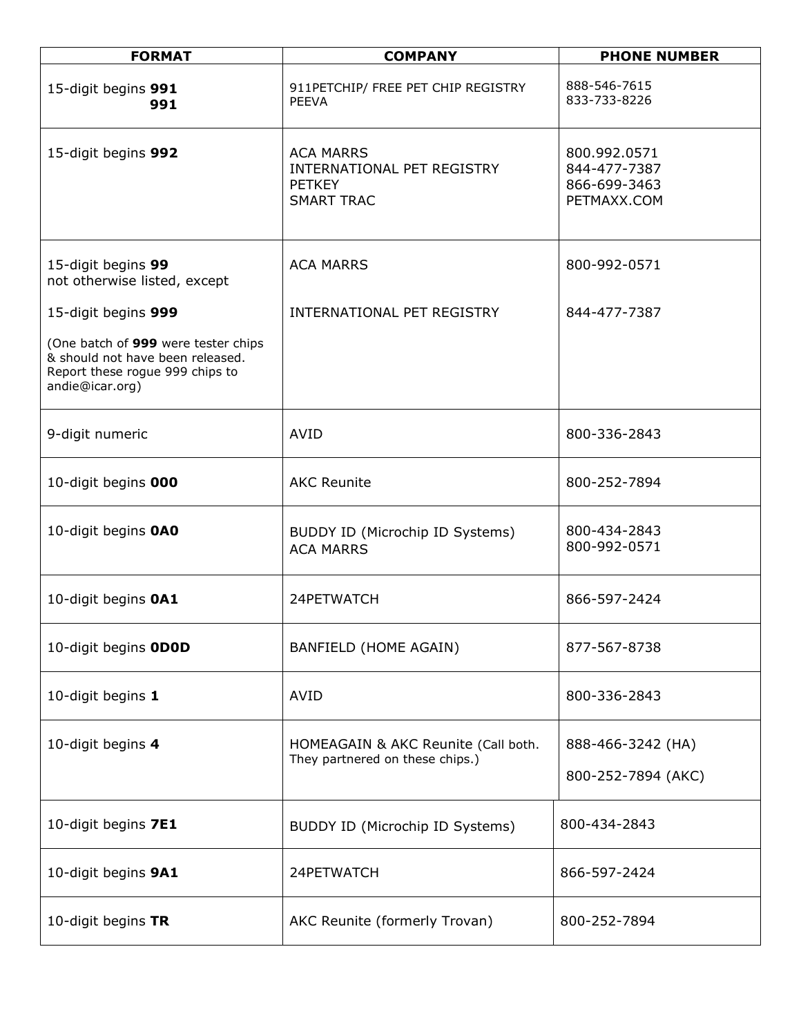| FORMAT | COMPANY | PHONE NUMBER |
|---|---|---|
| 15-digit begins **991**<br>**991** | 911PETCHIP/ FREE PET CHIP REGISTRY<br>PEEVA | 888-546-7615<br>833-733-8226 |
| 15-digit begins **992** | ACA MARRS<br>INTERNATIONAL PET REGISTRY<br>PETKEY<br>SMART TRAC | 800.992.0571<br>844-477-7387<br>866-699-3463<br>PETMAXX.COM |
| 15-digit begins **99**<br>not otherwise listed, except<br><br>15-digit begins **999**<br><br>(One batch of **999** were tester chips & should not have been released. Report these rogue 999 chips to andie@icar.org) | ACA MARRS<br><br>INTERNATIONAL PET REGISTRY | 800-992-0571<br><br>844-477-7387 |
| 9-digit numeric | AVID | 800-336-2843 |
| 10-digit begins **000** | AKC Reunite | 800-252-7894 |
| 10-digit begins **0A0** | BUDDY ID (Microchip ID Systems)<br>ACA MARRS | 800-434-2843<br>800-992-0571 |
| 10-digit begins **0A1** | 24PETWATCH | 866-597-2424 |
| 10-digit begins **0D0D** | BANFIELD (HOME AGAIN) | 877-567-8738 |
| 10-digit begins **1** | AVID | 800-336-2843 |
| 10-digit begins **4** | HOMEAGAIN & AKC Reunite (Call both. They partnered on these chips.) | 888-466-3242 (HA)<br>800-252-7894 (AKC) |
| 10-digit begins **7E1** | BUDDY ID (Microchip ID Systems) | 800-434-2843 |
| 10-digit begins **9A1** | 24PETWATCH | 866-597-2424 |
| 10-digit begins **TR** | AKC Reunite (formerly Trovan) | 800-252-7894 |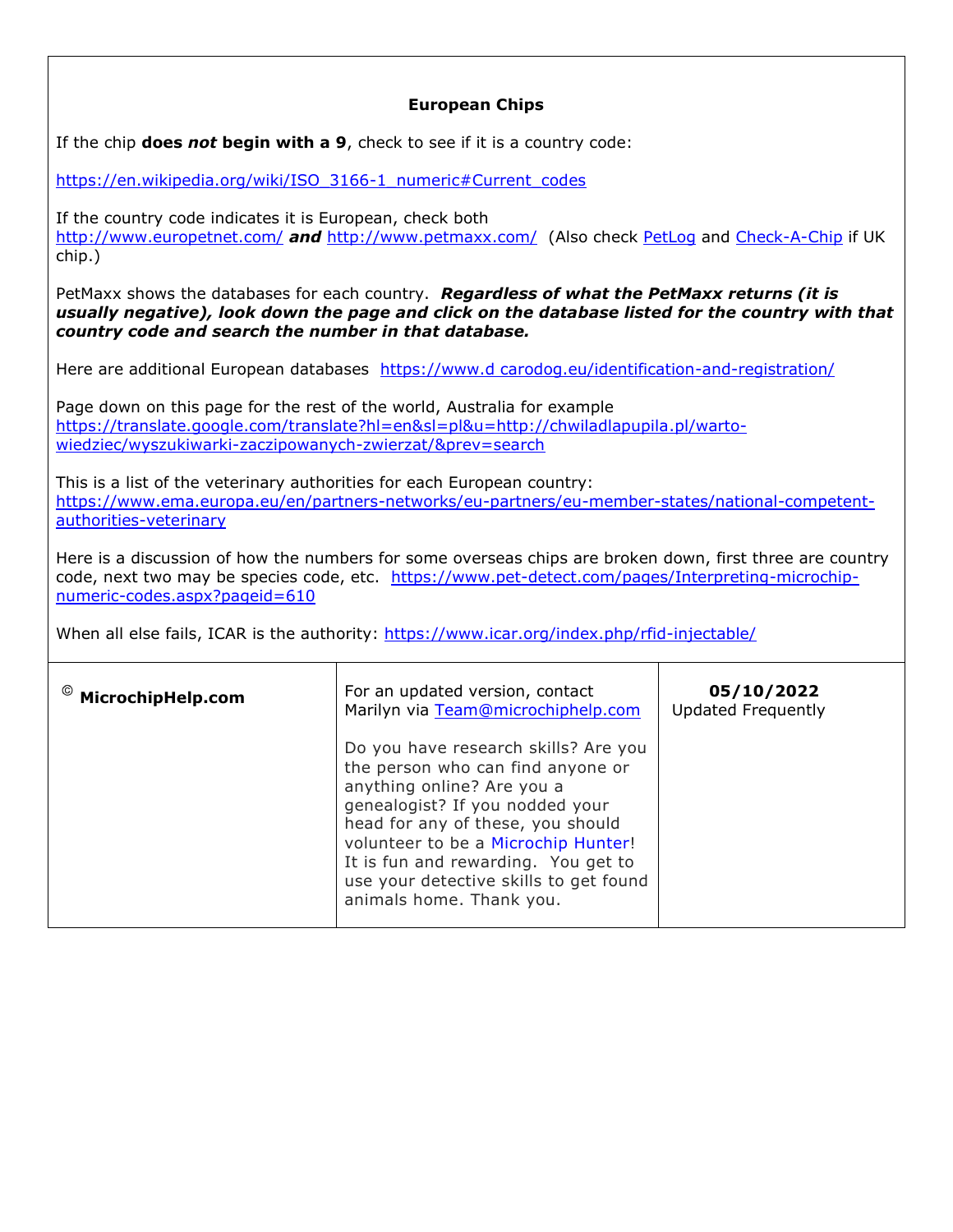### European Chips

If the chip **does *not* begin with a 9**, check to see if it is a country code:

https://en.wikipedia.org/wiki/ISO_3166-1_numeric#Current_codes

If the country code indicates it is European, check both http://www.europetnet.com/ ***and*** http://www.petmaxx.com/ (Also check PetLog and Check-A-Chip if UK chip.)

PetMaxx shows the databases for each country. ***Regardless of what the PetMaxx returns (it is usually negative), look down the page and click on the database listed for the country with that country code and search the number in that database.***

Here are additional European databases https://www.d carodog.eu/identification-and-registration/

Page down on this page for the rest of the world, Australia for example https://translate.google.com/translate?hl=en&sl=pl&u=http://chwiladlapupila.pl/warto-wiedziec/wyszukiwarki-zaczipowanych-zwierzat/&prev=search

This is a list of the veterinary authorities for each European country: https://www.ema.europa.eu/en/partners-networks/eu-partners/eu-member-states/national-competent-authorities-veterinary

Here is a discussion of how the numbers for some overseas chips are broken down, first three are country code, next two may be species code, etc. https://www.pet-detect.com/pages/Interpreting-microchip-numeric-codes.aspx?pageid=610

When all else fails, ICAR is the authority: https://www.icar.org/index.php/rfid-injectable/

| | | |
|---|---|---|
| © **MicrochipHelp.com** | For an updated version, contact Marilyn via Team@microchiphelp.com<br><br>Do you have research skills? Are you the person who can find anyone or anything online? Are you a genealogist? If you nodded your head for any of these, you should volunteer to be a Microchip Hunter! It is fun and rewarding. You get to use your detective skills to get found animals home. Thank you. | **05/10/2022**<br>Updated Frequently |